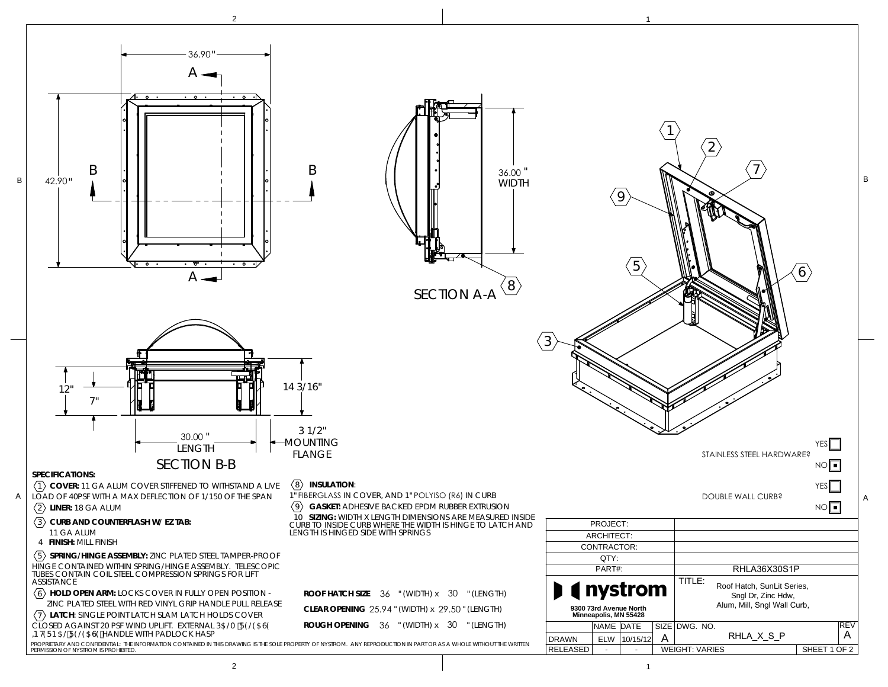36.90"

A

B

42.90"

B

A

36.00 " WIDTH

SECTION A-A

8

12"

7"

14 3/16"

30.00 " LENGTH

3 1/2" MOUNTING FLANGE

SECTION B-B

1

2

7

9

5

6

3

STAINLESS STEEL HARDWARE? YES ☐ NO ■

DOUBLE WALL CURB? YES ☐ NO ■

**SPECIFICATIONS:**

1. **COVER:** 11 GA ALUM COVER STIFFENED TO WITHSTAND A LIVE LOAD OF 40PSF WITH A MAX DEFLECTION OF 1/150 OF THE SPAN
2. **LINER:** 18 GA ALUM
3. **CURB AND COUNTERFLASH W/ EZ TAB:** 11 GA ALUM
4. **FINISH:** MILL FINISH
5. **SPRING/HINGE ASSEMBLY:** ZINC PLATED STEEL TAMPER-PROOF HINGE CONTAINED WITHIN SPRING/HINGE ASSEMBLY. TELESCOPIC TUBES CONTAIN COIL STEEL COMPRESSION SPRINGS FOR LIFT ASSISTANCE
6. **HOLD OPEN ARM:** LOCKS COVER IN FULLY OPEN POSITION - ZINC PLATED STEEL WITH RED VINYL GRIP HANDLE PULL RELEASE
7. **LATCH:** SINGLE POINT LATCH SLAM LATCH HOLDS COVER CLOSED AGAINST 20 PSF WIND UPLIFT. EXTERNAL 3$/0 5(/($6( ,17(51$/ 5(/($6( HANDLE WITH PADLOCK HASP
8. **INSULATION:** 1" FIBERGLASS IN COVER, AND 1" POLYISO (R6) IN CURB
9. **GASKET:** ADHESIVE BACKED EPDM RUBBER EXTRUSION
10. **SIZING:** WIDTH X LENGTH DIMENSIONS ARE MEASURED INSIDE CURB TO INSIDE CURB WHERE THE WIDTH IS HINGE TO LATCH AND LENGTH IS HINGED SIDE WITH SPRINGS

**ROOF HATCH SIZE** 36 " (WIDTH) x 30 " (LENGTH)

**CLEAR OPENING** 25.94 " (WIDTH) x 29.50 " (LENGTH)

**ROUGH OPENING** 36 " (WIDTH) x 30 " (LENGTH)

PROPRIETARY AND CONFIDENTIAL: THE INFORMATION CONTAINED IN THIS DRAWING IS THE SOLE PROPERTY OF NYSTROM. ANY REPRODUCTION IN PART OR AS A WHOLE WITHOUT THE WRITTEN PERMISSION OF NYSTROM IS PROHIBITED.

| PROJECT: | |
| --- | --- |
| ARCHITECT: | |
| CONTRACTOR: | |
| QTY: | |
| PART#: | RHLA36X30S1P |

nystrom
9300 73rd Avenue North
Minneapolis, MN 55428

TITLE: Roof Hatch, SunLit Series, Sngl Dr, Zinc Hdw, Alum, Mill, Sngl Wall Curb,

| | NAME | DATE | SIZE | DWG. NO. | REV |
| --- | --- | --- | --- | --- | --- |
| DRAWN | ELW | 10/15/12 | A | RHLA_X_S_P | A |
| RELEASED | - | - | WEIGHT: VARIES | | SHEET 1 OF 2 |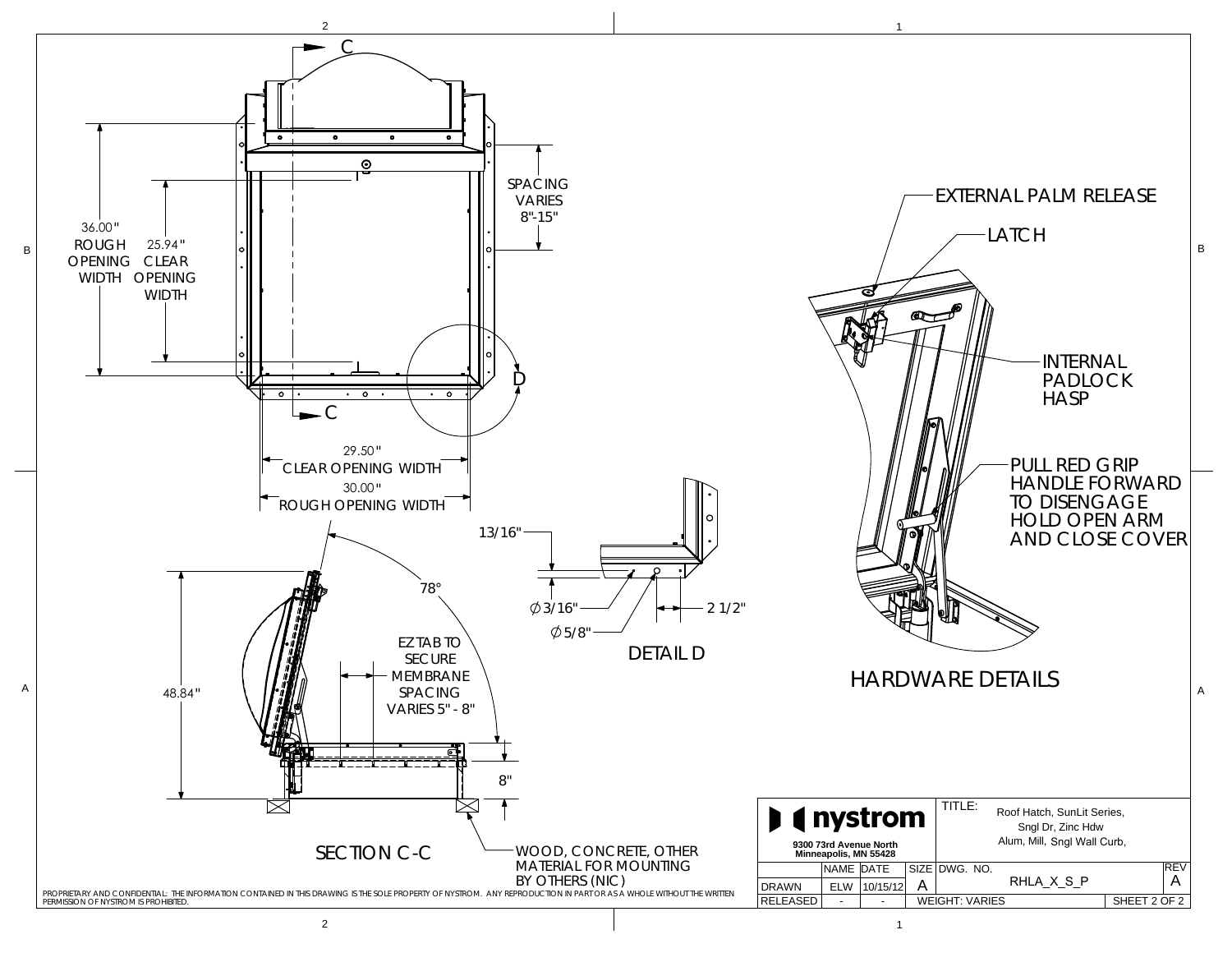36.00" ROUGH OPENING WIDTH

25.94" CLEAR OPENING WIDTH

SPACING VARIES 8"-15"

C

D

29.50" CLEAR OPENING WIDTH

30.00" ROUGH OPENING WIDTH

13/16"

$\varnothing$3/16"

$\varnothing$5/8"

2 1/2"

DETAIL D

78°

48.84"

EZ TAB TO SECURE MEMBRANE SPACING VARIES 5" - 8"

8"

SECTION C-C

WOOD, CONCRETE, OTHER MATERIAL FOR MOUNTING BY OTHERS (NIC)

EXTERNAL PALM RELEASE

LATCH

INTERNAL PADLOCK HASP

PULL RED GRIP HANDLE FORWARD TO DISENGAGE HOLD OPEN ARM AND CLOSE COVER

HARDWARE DETAILS

PROPRIETARY AND CONFIDENTIAL: THE INFORMATION CONTAINED IN THIS DRAWING IS THE SOLE PROPERTY OF NYSTROM. ANY REPRODUCTION IN PART OR AS A WHOLE WITHOUT THE WRITTEN PERMISSION OF NYSTROM IS PROHIBITED.

**nystrom**
9300 73rd Avenue North
Minneapolis, MN 55428

TITLE: Roof Hatch, SunLit Series, Sngl Dr, Zinc Hdw Alum, Mill, Sngl Wall Curb,

| | NAME | DATE | SIZE | DWG. NO. | | REV |
|---|---|---|---|---|---|---|
| DRAWN | ELW | 10/15/12 | A | RHLA_X_S_P | | A |
| RELEASED | - | - | WEIGHT: VARIES | | SHEET 2 OF 2 | |